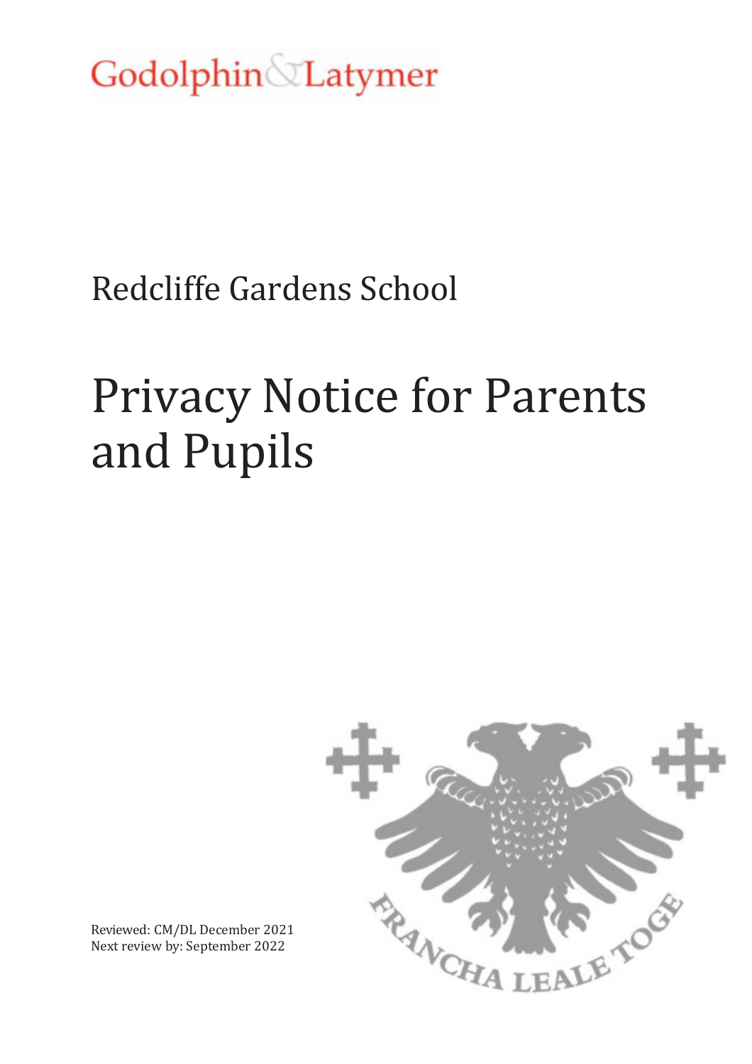Godolphin & Latymer

Redcliffe Gardens School

# Privacy Notice for Parents and Pupils

Reviewed: CM/DL December 2021
Next review by: September 2022

FRANCHA LEALE TOGE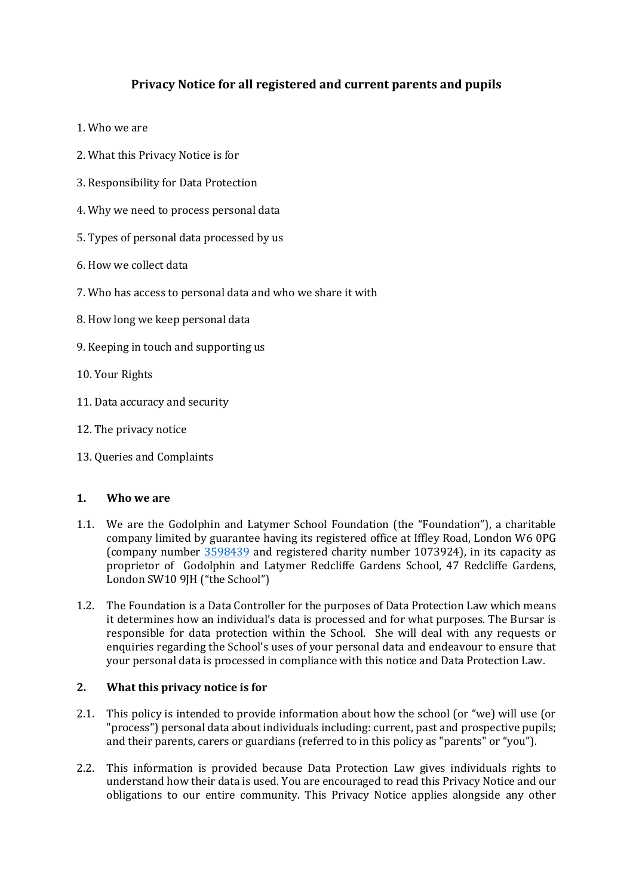# Privacy Notice for all registered and current parents and pupils

1. Who we are
2. What this Privacy Notice is for
3. Responsibility for Data Protection
4. Why we need to process personal data
5. Types of personal data processed by us
6. How we collect data
7. Who has access to personal data and who we share it with
8. How long we keep personal data
9. Keeping in touch and supporting us
10. Your Rights
11. Data accuracy and security
12. The privacy notice
13. Queries and Complaints

## 1. Who we are

1.1. We are the Godolphin and Latymer School Foundation (the "Foundation"), a charitable company limited by guarantee having its registered office at Iffley Road, London W6 0PG (company number [3598439] and registered charity number 1073924), in its capacity as proprietor of Godolphin and Latymer Redcliffe Gardens School, 47 Redcliffe Gardens, London SW10 9JH ("the School")

1.2. The Foundation is a Data Controller for the purposes of Data Protection Law which means it determines how an individual's data is processed and for what purposes. The Bursar is responsible for data protection within the School. She will deal with any requests or enquiries regarding the School's uses of your personal data and endeavour to ensure that your personal data is processed in compliance with this notice and Data Protection Law.

## 2. What this privacy notice is for

2.1. This policy is intended to provide information about how the school (or "we) will use (or "process") personal data about individuals including: current, past and prospective pupils; and their parents, carers or guardians (referred to in this policy as "parents" or "you").

2.2. This information is provided because Data Protection Law gives individuals rights to understand how their data is used. You are encouraged to read this Privacy Notice and our obligations to our entire community. This Privacy Notice applies alongside any other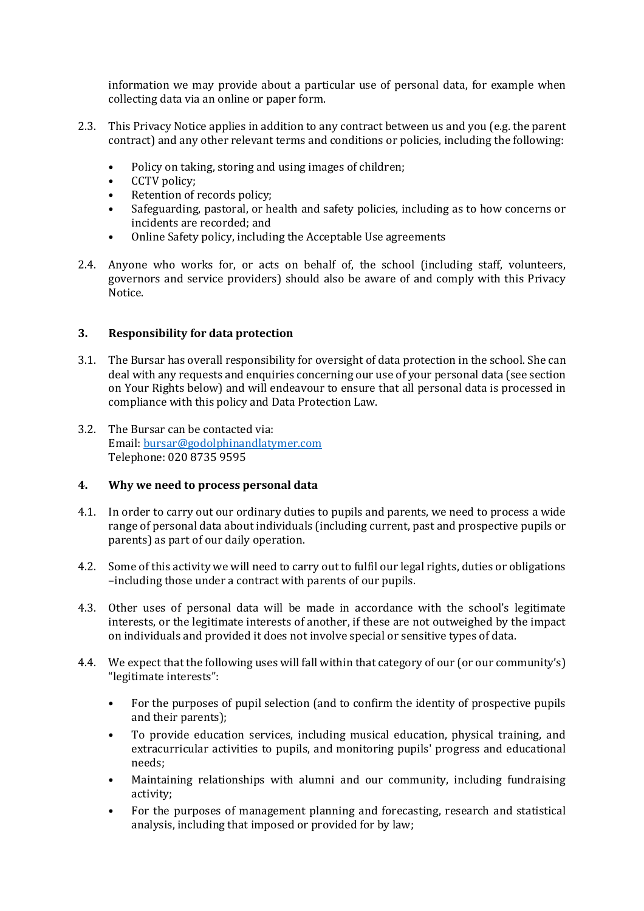information we may provide about a particular use of personal data, for example when collecting data via an online or paper form.

2.3. This Privacy Notice applies in addition to any contract between us and you (e.g. the parent contract) and any other relevant terms and conditions or policies, including the following:

- Policy on taking, storing and using images of children;
- CCTV policy;
- Retention of records policy;
- Safeguarding, pastoral, or health and safety policies, including as to how concerns or incidents are recorded; and
- Online Safety policy, including the Acceptable Use agreements

2.4. Anyone who works for, or acts on behalf of, the school (including staff, volunteers, governors and service providers) should also be aware of and comply with this Privacy Notice.

## 3. Responsibility for data protection

3.1. The Bursar has overall responsibility for oversight of data protection in the school. She can deal with any requests and enquiries concerning our use of your personal data (see section on Your Rights below) and will endeavour to ensure that all personal data is processed in compliance with this policy and Data Protection Law.

3.2. The Bursar can be contacted via:
Email: [bursar@godolphinandlatymer.com](mailto:bursar@godolphinandlatymer.com)
Telephone: 020 8735 9595

## 4. Why we need to process personal data

4.1. In order to carry out our ordinary duties to pupils and parents, we need to process a wide range of personal data about individuals (including current, past and prospective pupils or parents) as part of our daily operation.

4.2. Some of this activity we will need to carry out to fulfil our legal rights, duties or obligations –including those under a contract with parents of our pupils.

4.3. Other uses of personal data will be made in accordance with the school's legitimate interests, or the legitimate interests of another, if these are not outweighed by the impact on individuals and provided it does not involve special or sensitive types of data.

4.4. We expect that the following uses will fall within that category of our (or our community's) "legitimate interests":

- For the purposes of pupil selection (and to confirm the identity of prospective pupils and their parents);
- To provide education services, including musical education, physical training, and extracurricular activities to pupils, and monitoring pupils' progress and educational needs;
- Maintaining relationships with alumni and our community, including fundraising activity;
- For the purposes of management planning and forecasting, research and statistical analysis, including that imposed or provided for by law;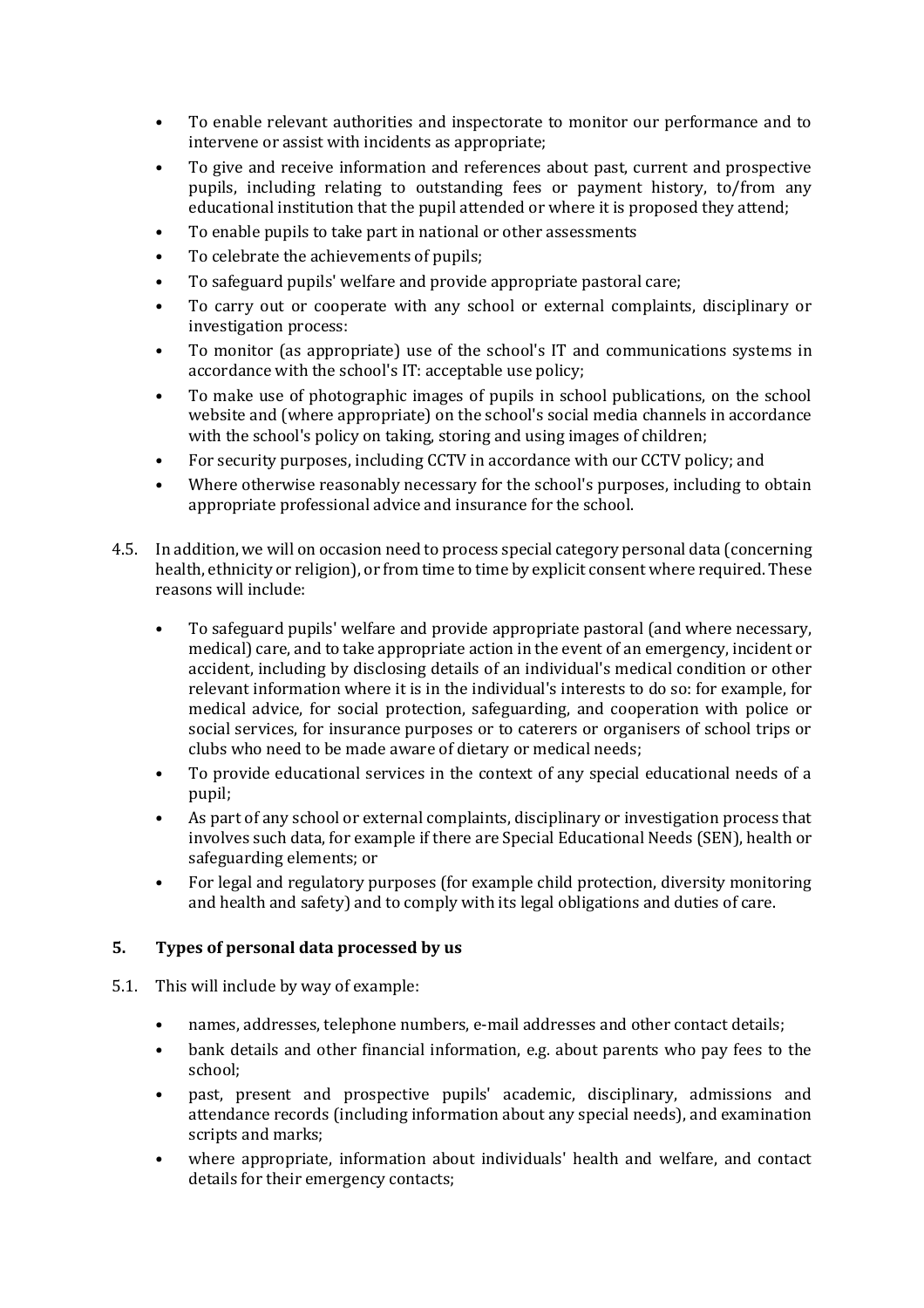- To enable relevant authorities and inspectorate to monitor our performance and to intervene or assist with incidents as appropriate;
- To give and receive information and references about past, current and prospective pupils, including relating to outstanding fees or payment history, to/from any educational institution that the pupil attended or where it is proposed they attend;
- To enable pupils to take part in national or other assessments
- To celebrate the achievements of pupils;
- To safeguard pupils' welfare and provide appropriate pastoral care;
- To carry out or cooperate with any school or external complaints, disciplinary or investigation process:
- To monitor (as appropriate) use of the school's IT and communications systems in accordance with the school's IT: acceptable use policy;
- To make use of photographic images of pupils in school publications, on the school website and (where appropriate) on the school's social media channels in accordance with the school's policy on taking, storing and using images of children;
- For security purposes, including CCTV in accordance with our CCTV policy; and
- Where otherwise reasonably necessary for the school's purposes, including to obtain appropriate professional advice and insurance for the school.

4.5. In addition, we will on occasion need to process special category personal data (concerning health, ethnicity or religion), or from time to time by explicit consent where required. These reasons will include:

- To safeguard pupils' welfare and provide appropriate pastoral (and where necessary, medical) care, and to take appropriate action in the event of an emergency, incident or accident, including by disclosing details of an individual's medical condition or other relevant information where it is in the individual's interests to do so: for example, for medical advice, for social protection, safeguarding, and cooperation with police or social services, for insurance purposes or to caterers or organisers of school trips or clubs who need to be made aware of dietary or medical needs;
- To provide educational services in the context of any special educational needs of a pupil;
- As part of any school or external complaints, disciplinary or investigation process that involves such data, for example if there are Special Educational Needs (SEN), health or safeguarding elements; or
- For legal and regulatory purposes (for example child protection, diversity monitoring and health and safety) and to comply with its legal obligations and duties of care.

## 5. Types of personal data processed by us

5.1. This will include by way of example:

- names, addresses, telephone numbers, e-mail addresses and other contact details;
- bank details and other financial information, e.g. about parents who pay fees to the school;
- past, present and prospective pupils' academic, disciplinary, admissions and attendance records (including information about any special needs), and examination scripts and marks;
- where appropriate, information about individuals' health and welfare, and contact details for their emergency contacts;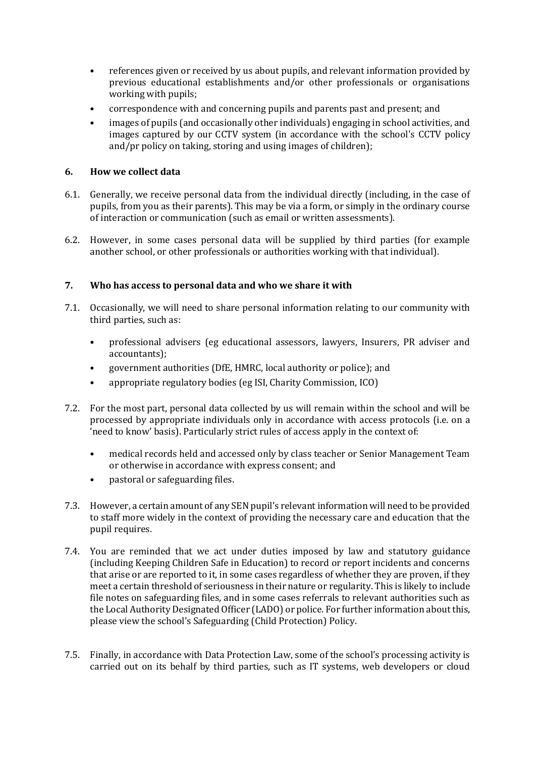- references given or received by us about pupils, and relevant information provided by previous educational establishments and/or other professionals or organisations working with pupils;
- correspondence with and concerning pupils and parents past and present; and
- images of pupils (and occasionally other individuals) engaging in school activities, and images captured by our CCTV system (in accordance with the school's CCTV policy and/pr policy on taking, storing and using images of children);

## 6. How we collect data

6.1. Generally, we receive personal data from the individual directly (including, in the case of pupils, from you as their parents). This may be via a form, or simply in the ordinary course of interaction or communication (such as email or written assessments).

6.2. However, in some cases personal data will be supplied by third parties (for example another school, or other professionals or authorities working with that individual).

## 7. Who has access to personal data and who we share it with

7.1. Occasionally, we will need to share personal information relating to our community with third parties, such as:

- professional advisers (eg educational assessors, lawyers, Insurers, PR adviser and accountants);
- government authorities (DfE, HMRC, local authority or police); and
- appropriate regulatory bodies (eg ISI, Charity Commission, ICO)

7.2. For the most part, personal data collected by us will remain within the school and will be processed by appropriate individuals only in accordance with access protocols (i.e. on a 'need to know' basis). Particularly strict rules of access apply in the context of:

- medical records held and accessed only by class teacher or Senior Management Team or otherwise in accordance with express consent; and
- pastoral or safeguarding files.

7.3. However, a certain amount of any SEN pupil's relevant information will need to be provided to staff more widely in the context of providing the necessary care and education that the pupil requires.

7.4. You are reminded that we act under duties imposed by law and statutory guidance (including Keeping Children Safe in Education) to record or report incidents and concerns that arise or are reported to it, in some cases regardless of whether they are proven, if they meet a certain threshold of seriousness in their nature or regularity. This is likely to include file notes on safeguarding files, and in some cases referrals to relevant authorities such as the Local Authority Designated Officer (LADO) or police. For further information about this, please view the school's Safeguarding (Child Protection) Policy.

7.5. Finally, in accordance with Data Protection Law, some of the school's processing activity is carried out on its behalf by third parties, such as IT systems, web developers or cloud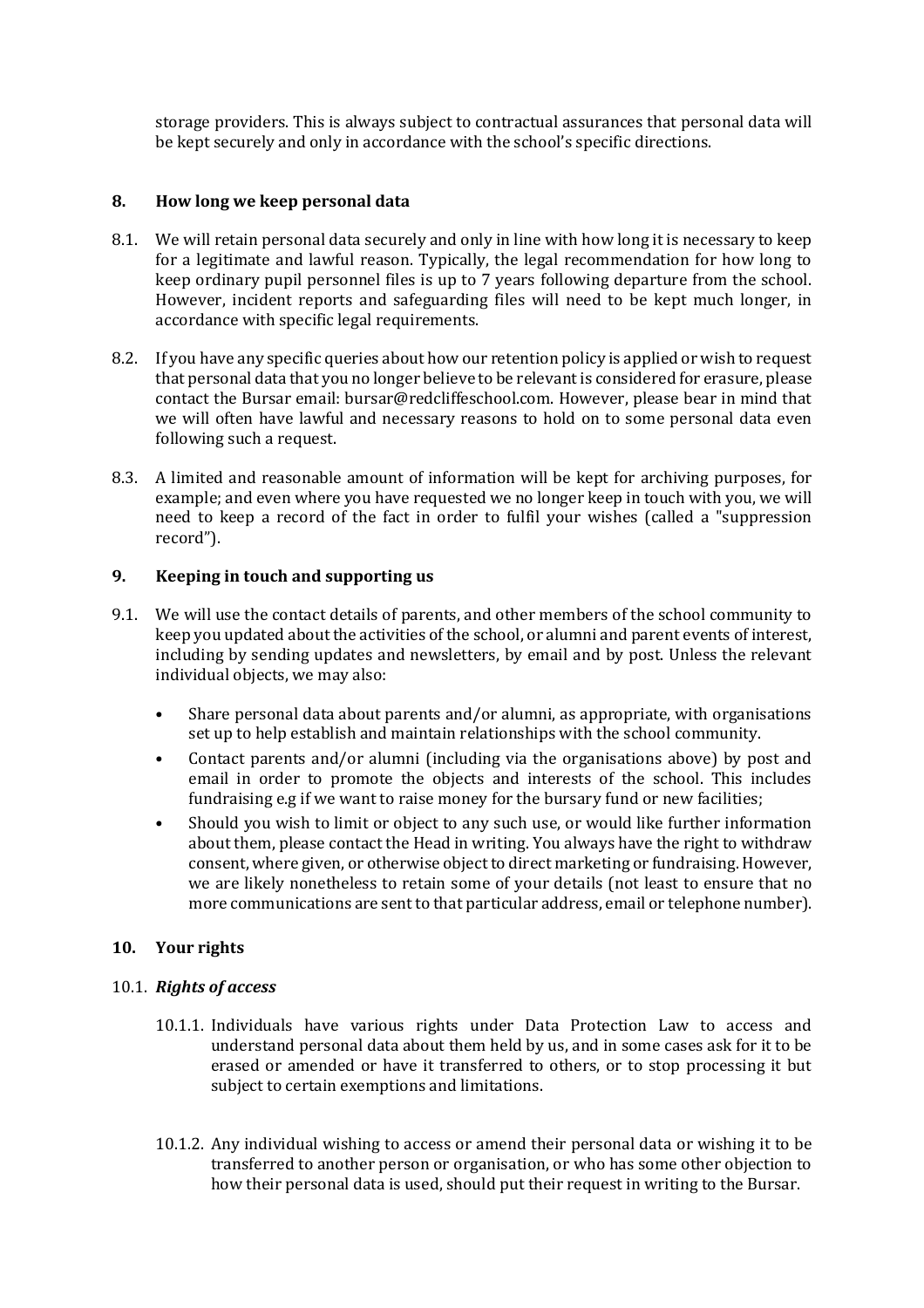storage providers. This is always subject to contractual assurances that personal data will be kept securely and only in accordance with the school's specific directions.

## 8. How long we keep personal data

8.1. We will retain personal data securely and only in line with how long it is necessary to keep for a legitimate and lawful reason. Typically, the legal recommendation for how long to keep ordinary pupil personnel files is up to 7 years following departure from the school. However, incident reports and safeguarding files will need to be kept much longer, in accordance with specific legal requirements.

8.2. If you have any specific queries about how our retention policy is applied or wish to request that personal data that you no longer believe to be relevant is considered for erasure, please contact the Bursar email: bursar@redcliffeschool.com. However, please bear in mind that we will often have lawful and necessary reasons to hold on to some personal data even following such a request.

8.3. A limited and reasonable amount of information will be kept for archiving purposes, for example; and even where you have requested we no longer keep in touch with you, we will need to keep a record of the fact in order to fulfil your wishes (called a "suppression record").

## 9. Keeping in touch and supporting us

9.1. We will use the contact details of parents, and other members of the school community to keep you updated about the activities of the school, or alumni and parent events of interest, including by sending updates and newsletters, by email and by post. Unless the relevant individual objects, we may also:

- Share personal data about parents and/or alumni, as appropriate, with organisations set up to help establish and maintain relationships with the school community.
- Contact parents and/or alumni (including via the organisations above) by post and email in order to promote the objects and interests of the school. This includes fundraising e.g if we want to raise money for the bursary fund or new facilities;
- Should you wish to limit or object to any such use, or would like further information about them, please contact the Head in writing. You always have the right to withdraw consent, where given, or otherwise object to direct marketing or fundraising. However, we are likely nonetheless to retain some of your details (not least to ensure that no more communications are sent to that particular address, email or telephone number).

## 10. Your rights

### 10.1. *Rights of access*

10.1.1. Individuals have various rights under Data Protection Law to access and understand personal data about them held by us, and in some cases ask for it to be erased or amended or have it transferred to others, or to stop processing it but subject to certain exemptions and limitations.

10.1.2. Any individual wishing to access or amend their personal data or wishing it to be transferred to another person or organisation, or who has some other objection to how their personal data is used, should put their request in writing to the Bursar.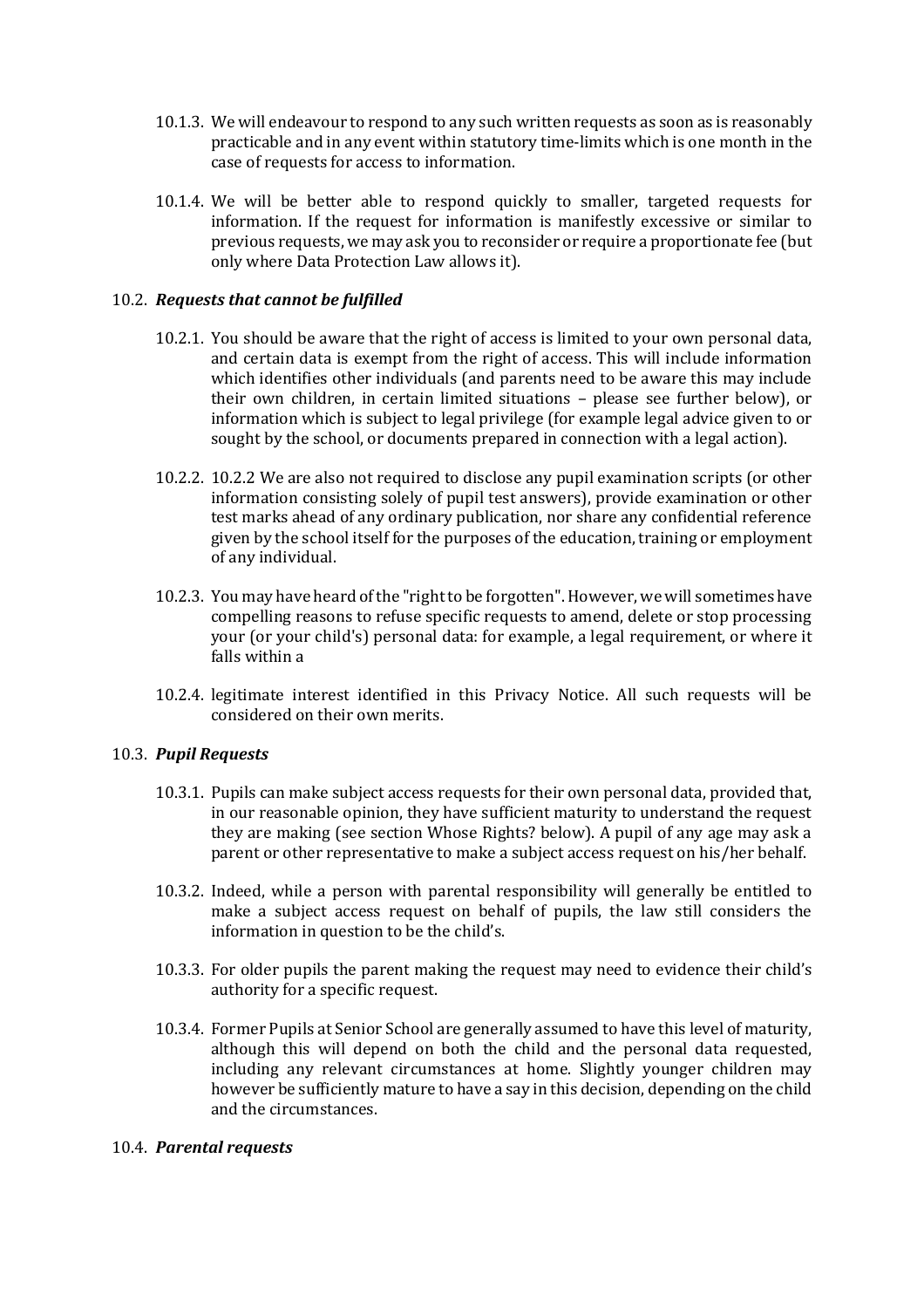10.1.3. We will endeavour to respond to any such written requests as soon as is reasonably practicable and in any event within statutory time-limits which is one month in the case of requests for access to information.

10.1.4. We will be better able to respond quickly to smaller, targeted requests for information. If the request for information is manifestly excessive or similar to previous requests, we may ask you to reconsider or require a proportionate fee (but only where Data Protection Law allows it).

10.2. ***Requests that cannot be fulfilled***

10.2.1. You should be aware that the right of access is limited to your own personal data, and certain data is exempt from the right of access. This will include information which identifies other individuals (and parents need to be aware this may include their own children, in certain limited situations – please see further below), or information which is subject to legal privilege (for example legal advice given to or sought by the school, or documents prepared in connection with a legal action).

10.2.2. 10.2.2 We are also not required to disclose any pupil examination scripts (or other information consisting solely of pupil test answers), provide examination or other test marks ahead of any ordinary publication, nor share any confidential reference given by the school itself for the purposes of the education, training or employment of any individual.

10.2.3. You may have heard of the "right to be forgotten". However, we will sometimes have compelling reasons to refuse specific requests to amend, delete or stop processing your (or your child's) personal data: for example, a legal requirement, or where it falls within a

10.2.4. legitimate interest identified in this Privacy Notice. All such requests will be considered on their own merits.

10.3. ***Pupil Requests***

10.3.1. Pupils can make subject access requests for their own personal data, provided that, in our reasonable opinion, they have sufficient maturity to understand the request they are making (see section Whose Rights? below). A pupil of any age may ask a parent or other representative to make a subject access request on his/her behalf.

10.3.2. Indeed, while a person with parental responsibility will generally be entitled to make a subject access request on behalf of pupils, the law still considers the information in question to be the child's.

10.3.3. For older pupils the parent making the request may need to evidence their child's authority for a specific request.

10.3.4. Former Pupils at Senior School are generally assumed to have this level of maturity, although this will depend on both the child and the personal data requested, including any relevant circumstances at home. Slightly younger children may however be sufficiently mature to have a say in this decision, depending on the child and the circumstances.

10.4. ***Parental requests***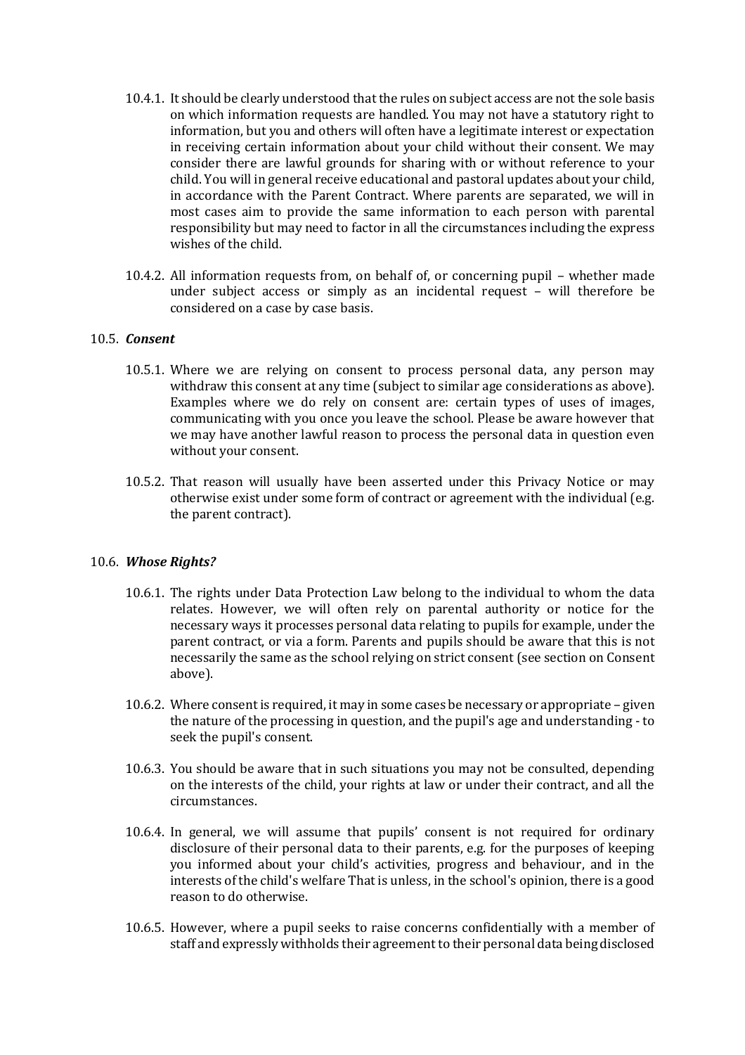10.4.1. It should be clearly understood that the rules on subject access are not the sole basis on which information requests are handled. You may not have a statutory right to information, but you and others will often have a legitimate interest or expectation in receiving certain information about your child without their consent. We may consider there are lawful grounds for sharing with or without reference to your child. You will in general receive educational and pastoral updates about your child, in accordance with the Parent Contract. Where parents are separated, we will in most cases aim to provide the same information to each person with parental responsibility but may need to factor in all the circumstances including the express wishes of the child.

10.4.2. All information requests from, on behalf of, or concerning pupil – whether made under subject access or simply as an incidental request – will therefore be considered on a case by case basis.

### 10.5. ***Consent***

10.5.1. Where we are relying on consent to process personal data, any person may withdraw this consent at any time (subject to similar age considerations as above). Examples where we do rely on consent are: certain types of uses of images, communicating with you once you leave the school. Please be aware however that we may have another lawful reason to process the personal data in question even without your consent.

10.5.2. That reason will usually have been asserted under this Privacy Notice or may otherwise exist under some form of contract or agreement with the individual (e.g. the parent contract).

### 10.6. ***Whose Rights?***

10.6.1. The rights under Data Protection Law belong to the individual to whom the data relates. However, we will often rely on parental authority or notice for the necessary ways it processes personal data relating to pupils for example, under the parent contract, or via a form. Parents and pupils should be aware that this is not necessarily the same as the school relying on strict consent (see section on Consent above).

10.6.2. Where consent is required, it may in some cases be necessary or appropriate – given the nature of the processing in question, and the pupil's age and understanding - to seek the pupil's consent.

10.6.3. You should be aware that in such situations you may not be consulted, depending on the interests of the child, your rights at law or under their contract, and all the circumstances.

10.6.4. In general, we will assume that pupils' consent is not required for ordinary disclosure of their personal data to their parents, e.g. for the purposes of keeping you informed about your child's activities, progress and behaviour, and in the interests of the child's welfare That is unless, in the school's opinion, there is a good reason to do otherwise.

10.6.5. However, where a pupil seeks to raise concerns confidentially with a member of staff and expressly withholds their agreement to their personal data being disclosed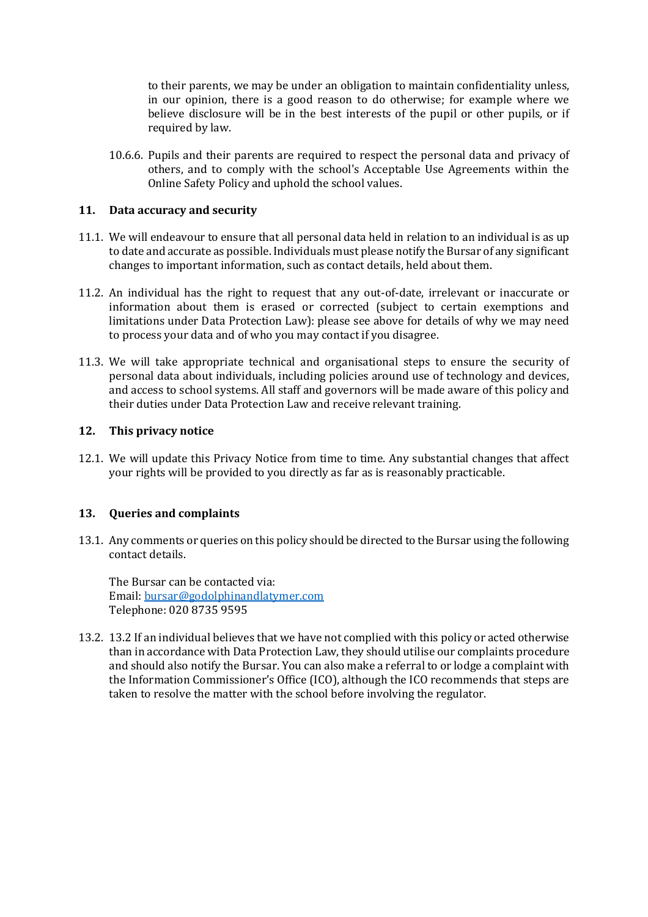to their parents, we may be under an obligation to maintain confidentiality unless, in our opinion, there is a good reason to do otherwise; for example where we believe disclosure will be in the best interests of the pupil or other pupils, or if required by law.

10.6.6. Pupils and their parents are required to respect the personal data and privacy of others, and to comply with the school's Acceptable Use Agreements within the Online Safety Policy and uphold the school values.

## 11. Data accuracy and security

11.1. We will endeavour to ensure that all personal data held in relation to an individual is as up to date and accurate as possible. Individuals must please notify the Bursar of any significant changes to important information, such as contact details, held about them.

11.2. An individual has the right to request that any out-of-date, irrelevant or inaccurate or information about them is erased or corrected (subject to certain exemptions and limitations under Data Protection Law): please see above for details of why we may need to process your data and of who you may contact if you disagree.

11.3. We will take appropriate technical and organisational steps to ensure the security of personal data about individuals, including policies around use of technology and devices, and access to school systems. All staff and governors will be made aware of this policy and their duties under Data Protection Law and receive relevant training.

## 12. This privacy notice

12.1. We will update this Privacy Notice from time to time. Any substantial changes that affect your rights will be provided to you directly as far as is reasonably practicable.

## 13. Queries and complaints

13.1. Any comments or queries on this policy should be directed to the Bursar using the following contact details.

The Bursar can be contacted via:
Email: bursar@godolphinandlatymer.com
Telephone: 020 8735 9595

13.2. 13.2 If an individual believes that we have not complied with this policy or acted otherwise than in accordance with Data Protection Law, they should utilise our complaints procedure and should also notify the Bursar. You can also make a referral to or lodge a complaint with the Information Commissioner's Office (ICO), although the ICO recommends that steps are taken to resolve the matter with the school before involving the regulator.